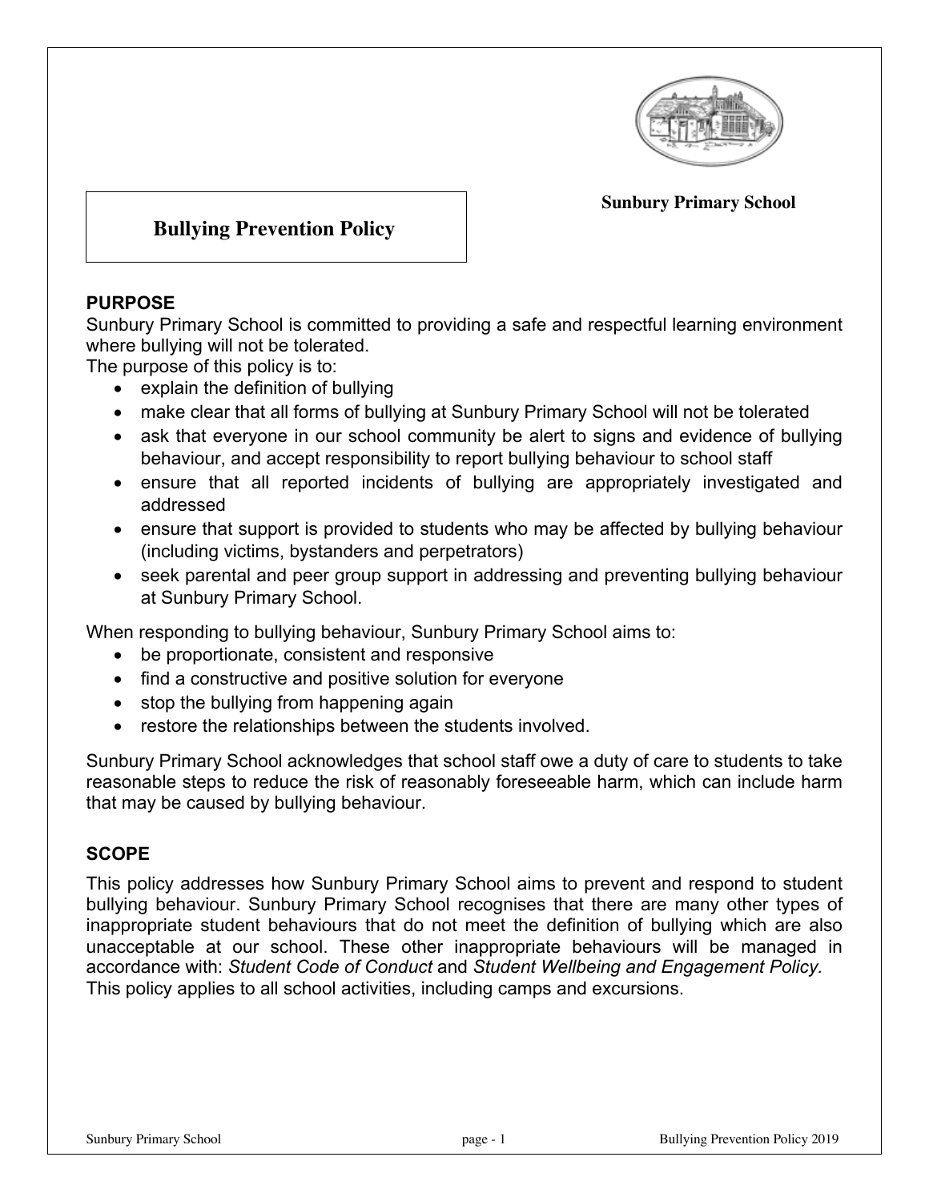**Sunbury Primary School**

# Bullying Prevention Policy

## PURPOSE

Sunbury Primary School is committed to providing a safe and respectful learning environment where bullying will not be tolerated.

The purpose of this policy is to:

- explain the definition of bullying
- make clear that all forms of bullying at Sunbury Primary School will not be tolerated
- ask that everyone in our school community be alert to signs and evidence of bullying behaviour, and accept responsibility to report bullying behaviour to school staff
- ensure that all reported incidents of bullying are appropriately investigated and addressed
- ensure that support is provided to students who may be affected by bullying behaviour (including victims, bystanders and perpetrators)
- seek parental and peer group support in addressing and preventing bullying behaviour at Sunbury Primary School.

When responding to bullying behaviour, Sunbury Primary School aims to:

- be proportionate, consistent and responsive
- find a constructive and positive solution for everyone
- stop the bullying from happening again
- restore the relationships between the students involved.

Sunbury Primary School acknowledges that school staff owe a duty of care to students to take reasonable steps to reduce the risk of reasonably foreseeable harm, which can include harm that may be caused by bullying behaviour.

## SCOPE

This policy addresses how Sunbury Primary School aims to prevent and respond to student bullying behaviour. Sunbury Primary School recognises that there are many other types of inappropriate student behaviours that do not meet the definition of bullying which are also unacceptable at our school. These other inappropriate behaviours will be managed in accordance with: *Student Code of Conduct* and *Student Wellbeing and Engagement Policy.*

This policy applies to all school activities, including camps and excursions.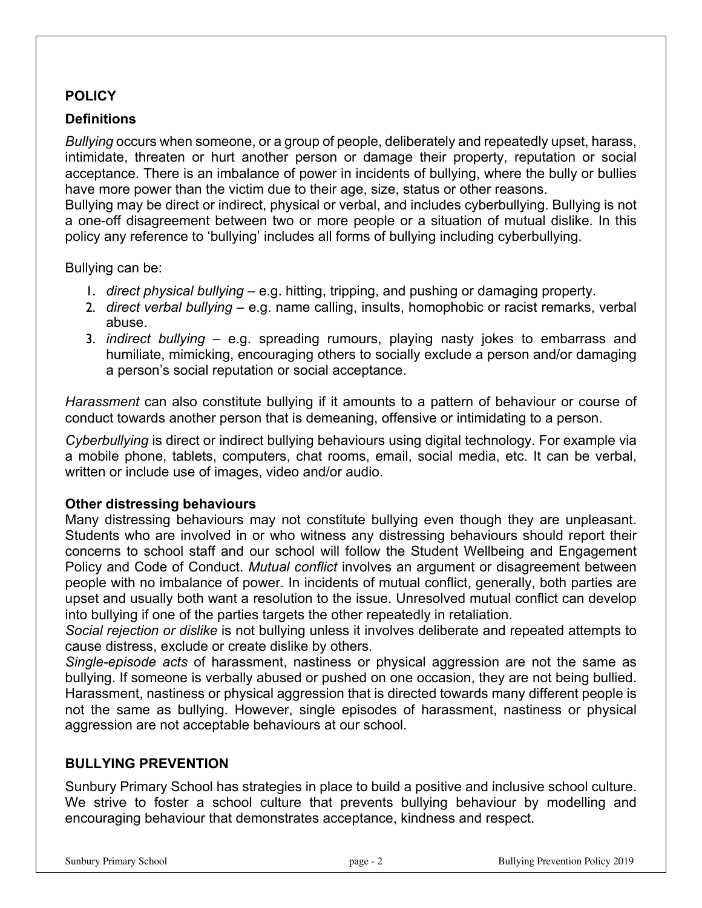## POLICY

### Definitions

*Bullying* occurs when someone, or a group of people, deliberately and repeatedly upset, harass, intimidate, threaten or hurt another person or damage their property, reputation or social acceptance. There is an imbalance of power in incidents of bullying, where the bully or bullies have more power than the victim due to their age, size, status or other reasons.
Bullying may be direct or indirect, physical or verbal, and includes cyberbullying. Bullying is not a one-off disagreement between two or more people or a situation of mutual dislike. In this policy any reference to 'bullying' includes all forms of bullying including cyberbullying.

Bullying can be:

1. *direct physical bullying* – e.g. hitting, tripping, and pushing or damaging property.
2. *direct verbal bullying* – e.g. name calling, insults, homophobic or racist remarks, verbal abuse.
3. *indirect bullying* – e.g. spreading rumours, playing nasty jokes to embarrass and humiliate, mimicking, encouraging others to socially exclude a person and/or damaging a person's social reputation or social acceptance.

*Harassment* can also constitute bullying if it amounts to a pattern of behaviour or course of conduct towards another person that is demeaning, offensive or intimidating to a person.

*Cyberbullying* is direct or indirect bullying behaviours using digital technology. For example via a mobile phone, tablets, computers, chat rooms, email, social media, etc. It can be verbal, written or include use of images, video and/or audio.

**Other distressing behaviours**
Many distressing behaviours may not constitute bullying even though they are unpleasant. Students who are involved in or who witness any distressing behaviours should report their concerns to school staff and our school will follow the Student Wellbeing and Engagement Policy and Code of Conduct. *Mutual conflict* involves an argument or disagreement between people with no imbalance of power. In incidents of mutual conflict, generally, both parties are upset and usually both want a resolution to the issue. Unresolved mutual conflict can develop into bullying if one of the parties targets the other repeatedly in retaliation.
*Social rejection or dislike* is not bullying unless it involves deliberate and repeated attempts to cause distress, exclude or create dislike by others.
*Single-episode acts* of harassment, nastiness or physical aggression are not the same as bullying. If someone is verbally abused or pushed on one occasion, they are not being bullied. Harassment, nastiness or physical aggression that is directed towards many different people is not the same as bullying. However, single episodes of harassment, nastiness or physical aggression are not acceptable behaviours at our school.

## BULLYING PREVENTION

Sunbury Primary School has strategies in place to build a positive and inclusive school culture. We strive to foster a school culture that prevents bullying behaviour by modelling and encouraging behaviour that demonstrates acceptance, kindness and respect.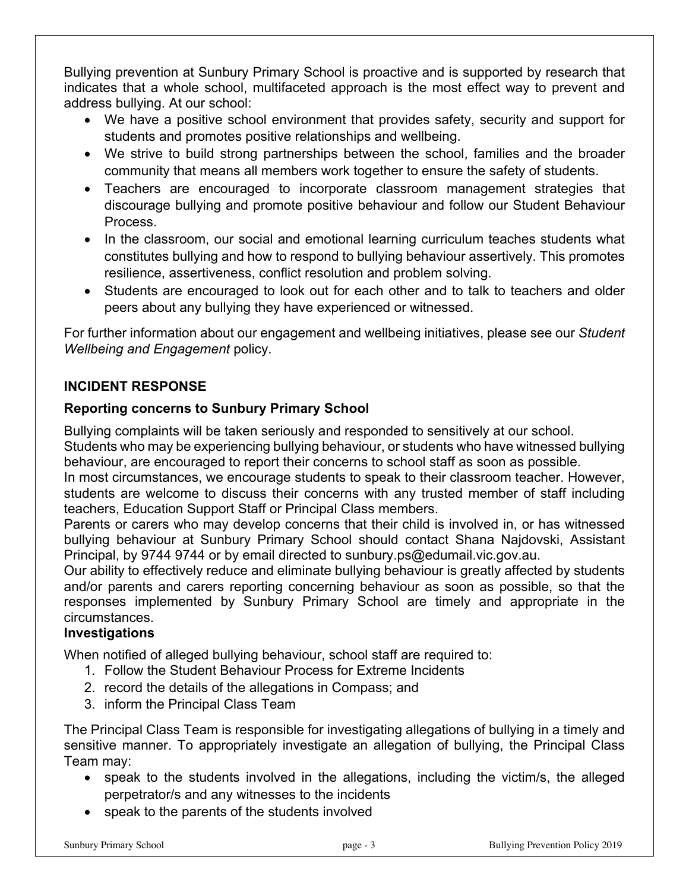Bullying prevention at Sunbury Primary School is proactive and is supported by research that indicates that a whole school, multifaceted approach is the most effect way to prevent and address bullying. At our school:

- We have a positive school environment that provides safety, security and support for students and promotes positive relationships and wellbeing.
- We strive to build strong partnerships between the school, families and the broader community that means all members work together to ensure the safety of students.
- Teachers are encouraged to incorporate classroom management strategies that discourage bullying and promote positive behaviour and follow our Student Behaviour Process.
- In the classroom, our social and emotional learning curriculum teaches students what constitutes bullying and how to respond to bullying behaviour assertively. This promotes resilience, assertiveness, conflict resolution and problem solving.
- Students are encouraged to look out for each other and to talk to teachers and older peers about any bullying they have experienced or witnessed.

For further information about our engagement and wellbeing initiatives, please see our *Student Wellbeing and Engagement* policy.

## INCIDENT RESPONSE

### Reporting concerns to Sunbury Primary School

Bullying complaints will be taken seriously and responded to sensitively at our school.

Students who may be experiencing bullying behaviour, or students who have witnessed bullying behaviour, are encouraged to report their concerns to school staff as soon as possible.

In most circumstances, we encourage students to speak to their classroom teacher. However, students are welcome to discuss their concerns with any trusted member of staff including teachers, Education Support Staff or Principal Class members.

Parents or carers who may develop concerns that their child is involved in, or has witnessed bullying behaviour at Sunbury Primary School should contact Shana Najdovski, Assistant Principal, by 9744 9744 or by email directed to sunbury.ps@edumail.vic.gov.au.

Our ability to effectively reduce and eliminate bullying behaviour is greatly affected by students and/or parents and carers reporting concerning behaviour as soon as possible, so that the responses implemented by Sunbury Primary School are timely and appropriate in the circumstances.

### Investigations

When notified of alleged bullying behaviour, school staff are required to:

1. Follow the Student Behaviour Process for Extreme Incidents
2. record the details of the allegations in Compass; and
3. inform the Principal Class Team

The Principal Class Team is responsible for investigating allegations of bullying in a timely and sensitive manner. To appropriately investigate an allegation of bullying, the Principal Class Team may:

- speak to the students involved in the allegations, including the victim/s, the alleged perpetrator/s and any witnesses to the incidents
- speak to the parents of the students involved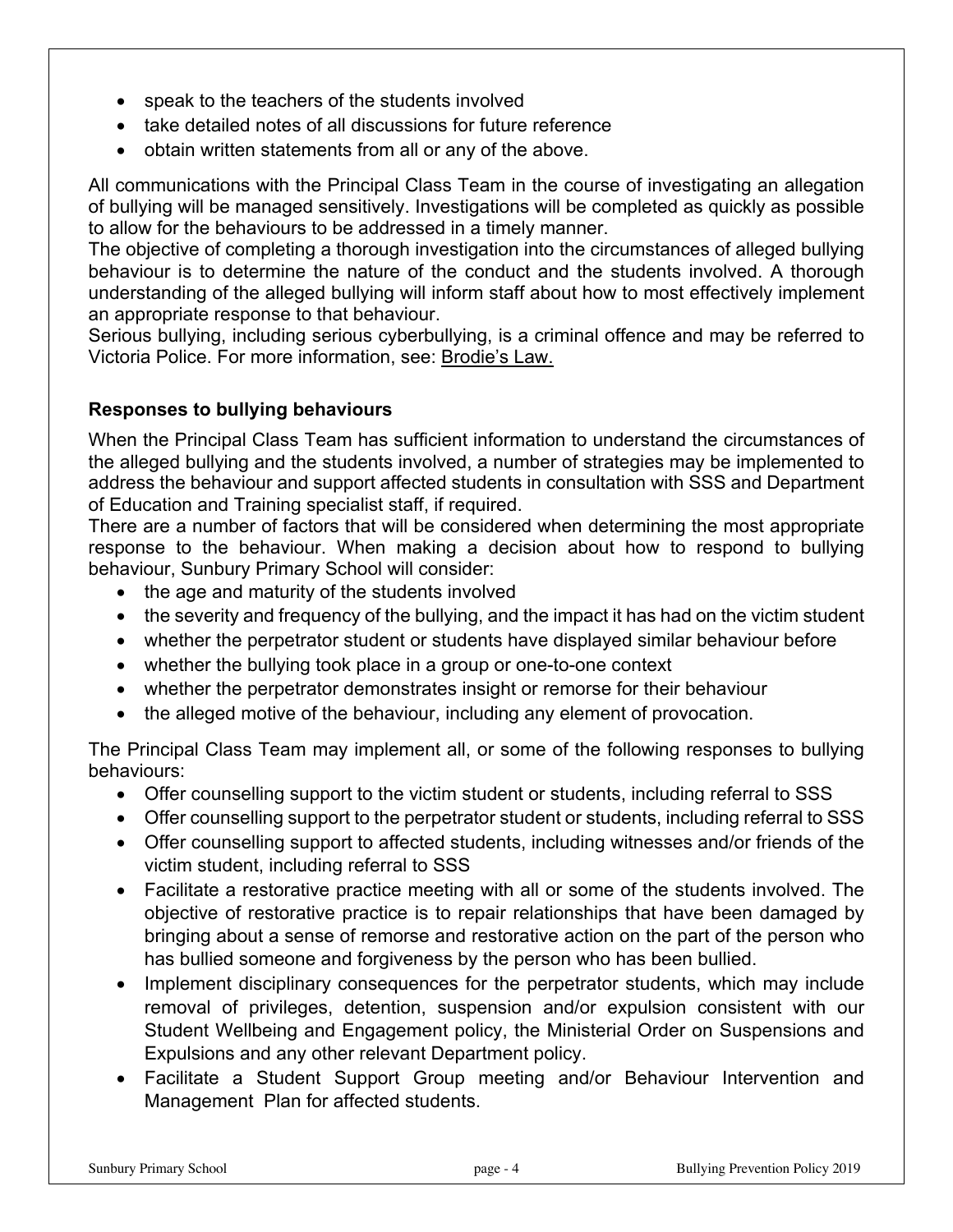- speak to the teachers of the students involved
- take detailed notes of all discussions for future reference
- obtain written statements from all or any of the above.

All communications with the Principal Class Team in the course of investigating an allegation of bullying will be managed sensitively. Investigations will be completed as quickly as possible to allow for the behaviours to be addressed in a timely manner.

The objective of completing a thorough investigation into the circumstances of alleged bullying behaviour is to determine the nature of the conduct and the students involved. A thorough understanding of the alleged bullying will inform staff about how to most effectively implement an appropriate response to that behaviour.

Serious bullying, including serious cyberbullying, is a criminal offence and may be referred to Victoria Police. For more information, see: Brodie's Law.

**Responses to bullying behaviours**

When the Principal Class Team has sufficient information to understand the circumstances of the alleged bullying and the students involved, a number of strategies may be implemented to address the behaviour and support affected students in consultation with SSS and Department of Education and Training specialist staff, if required.

There are a number of factors that will be considered when determining the most appropriate response to the behaviour. When making a decision about how to respond to bullying behaviour, Sunbury Primary School will consider:

- the age and maturity of the students involved
- the severity and frequency of the bullying, and the impact it has had on the victim student
- whether the perpetrator student or students have displayed similar behaviour before
- whether the bullying took place in a group or one-to-one context
- whether the perpetrator demonstrates insight or remorse for their behaviour
- the alleged motive of the behaviour, including any element of provocation.

The Principal Class Team may implement all, or some of the following responses to bullying behaviours:

- Offer counselling support to the victim student or students, including referral to SSS
- Offer counselling support to the perpetrator student or students, including referral to SSS
- Offer counselling support to affected students, including witnesses and/or friends of the victim student, including referral to SSS
- Facilitate a restorative practice meeting with all or some of the students involved. The objective of restorative practice is to repair relationships that have been damaged by bringing about a sense of remorse and restorative action on the part of the person who has bullied someone and forgiveness by the person who has been bullied.
- Implement disciplinary consequences for the perpetrator students, which may include removal of privileges, detention, suspension and/or expulsion consistent with our Student Wellbeing and Engagement policy, the Ministerial Order on Suspensions and Expulsions and any other relevant Department policy.
- Facilitate a Student Support Group meeting and/or Behaviour Intervention and Management Plan for affected students.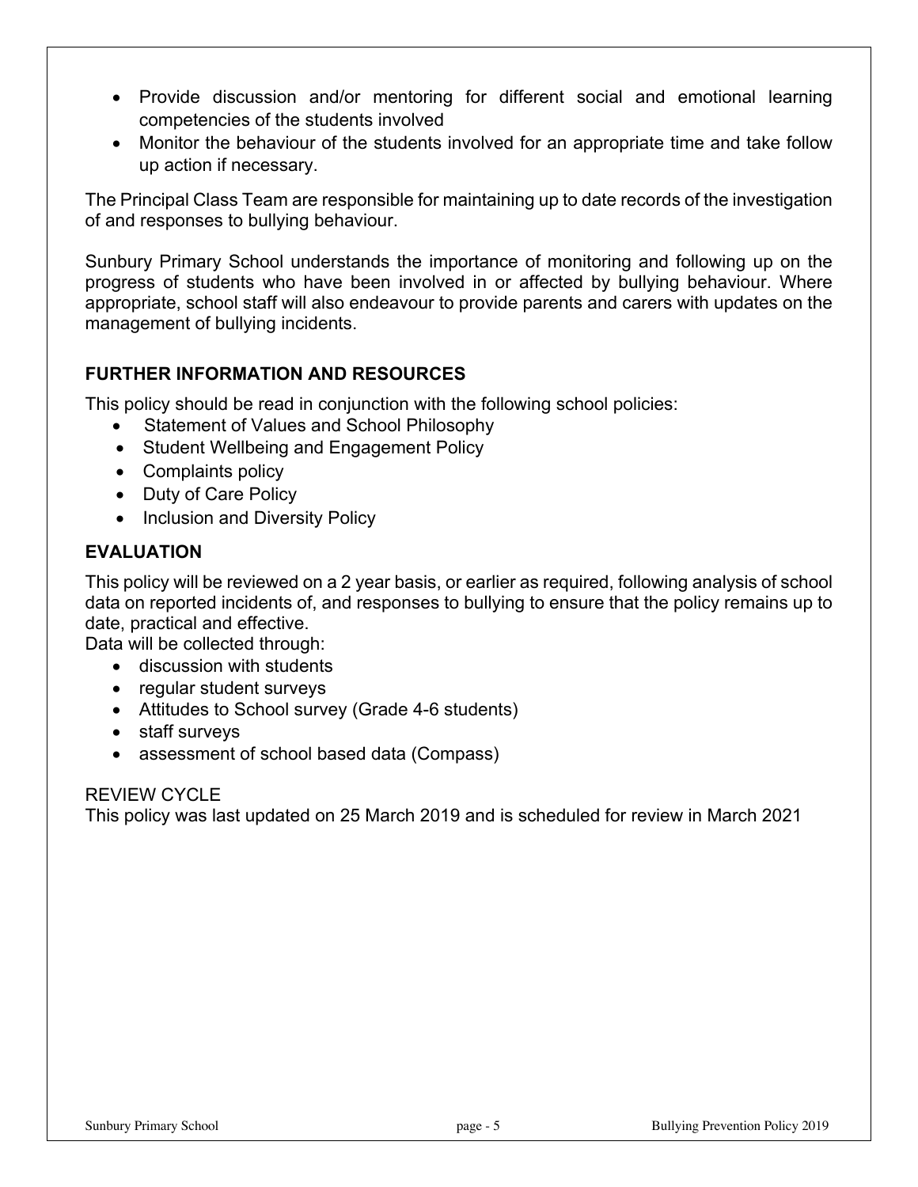- Provide discussion and/or mentoring for different social and emotional learning competencies of the students involved
- Monitor the behaviour of the students involved for an appropriate time and take follow up action if necessary.

The Principal Class Team are responsible for maintaining up to date records of the investigation of and responses to bullying behaviour.

Sunbury Primary School understands the importance of monitoring and following up on the progress of students who have been involved in or affected by bullying behaviour. Where appropriate, school staff will also endeavour to provide parents and carers with updates on the management of bullying incidents.

## FURTHER INFORMATION AND RESOURCES

This policy should be read in conjunction with the following school policies:

- Statement of Values and School Philosophy
- Student Wellbeing and Engagement Policy
- Complaints policy
- Duty of Care Policy
- Inclusion and Diversity Policy

## EVALUATION

This policy will be reviewed on a 2 year basis, or earlier as required, following analysis of school data on reported incidents of, and responses to bullying to ensure that the policy remains up to date, practical and effective.
Data will be collected through:

- discussion with students
- regular student surveys
- Attitudes to School survey (Grade 4-6 students)
- staff surveys
- assessment of school based data (Compass)

REVIEW CYCLE
This policy was last updated on 25 March 2019 and is scheduled for review in March 2021